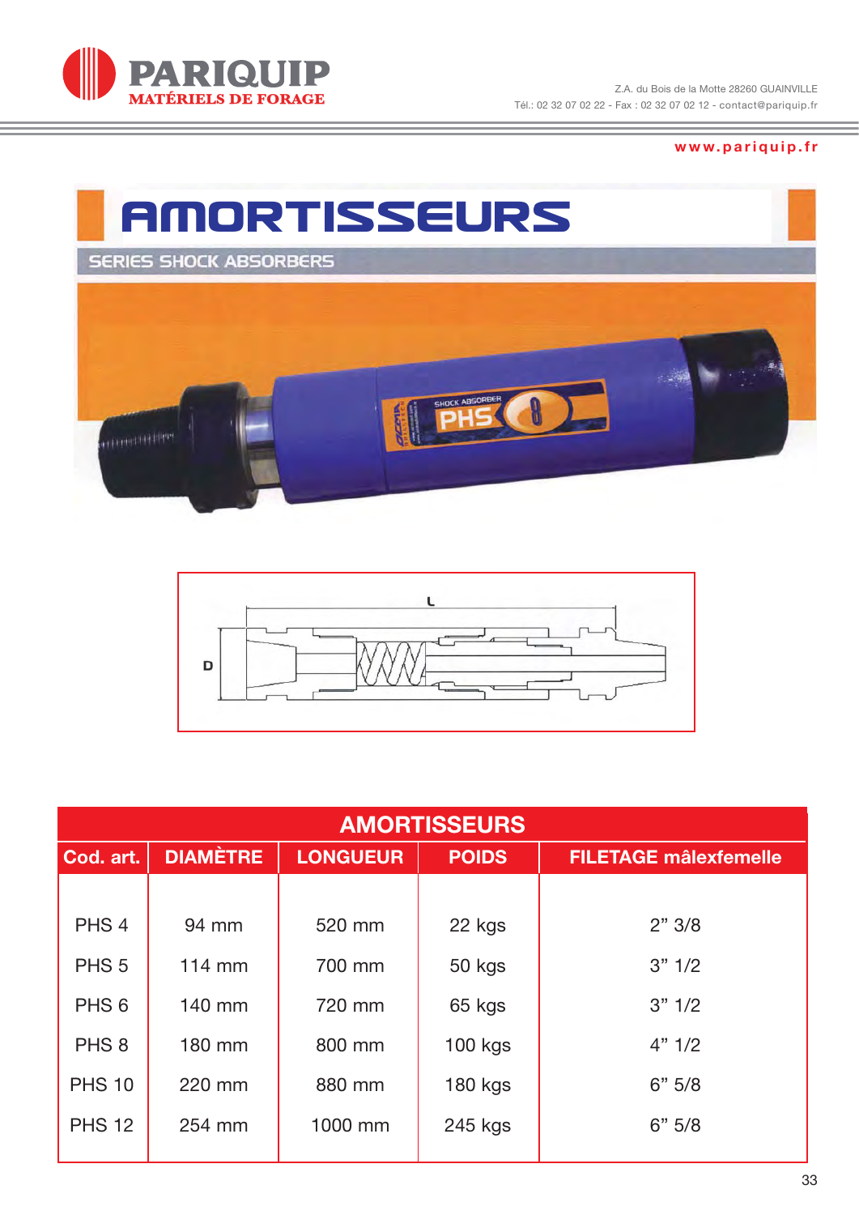**PARIQUIP**
MATÉRIELS DE FORAGE

Z.A. du Bois de la Motte 28260 GUAINVILLE
Tél.: 02 32 07 02 22 - Fax : 02 32 07 02 12 - contact@pariquip.fr

www.pariquip.fr

# AMORTISSEURS

## SERIES SHOCK ABSORBERS

| AMORTISSEURS | | | | |
|---|---|---|---|---|
| Cod. art. | DIAMÈTRE | LONGUEUR | POIDS | FILETAGE mâlexfemelle |
| PHS 4 | 94 mm | 520 mm | 22 kgs | 2” 3/8 |
| PHS 5 | 114 mm | 700 mm | 50 kgs | 3” 1/2 |
| PHS 6 | 140 mm | 720 mm | 65 kgs | 3” 1/2 |
| PHS 8 | 180 mm | 800 mm | 100 kgs | 4” 1/2 |
| PHS 10 | 220 mm | 880 mm | 180 kgs | 6” 5/8 |
| PHS 12 | 254 mm | 1000 mm | 245 kgs | 6” 5/8 |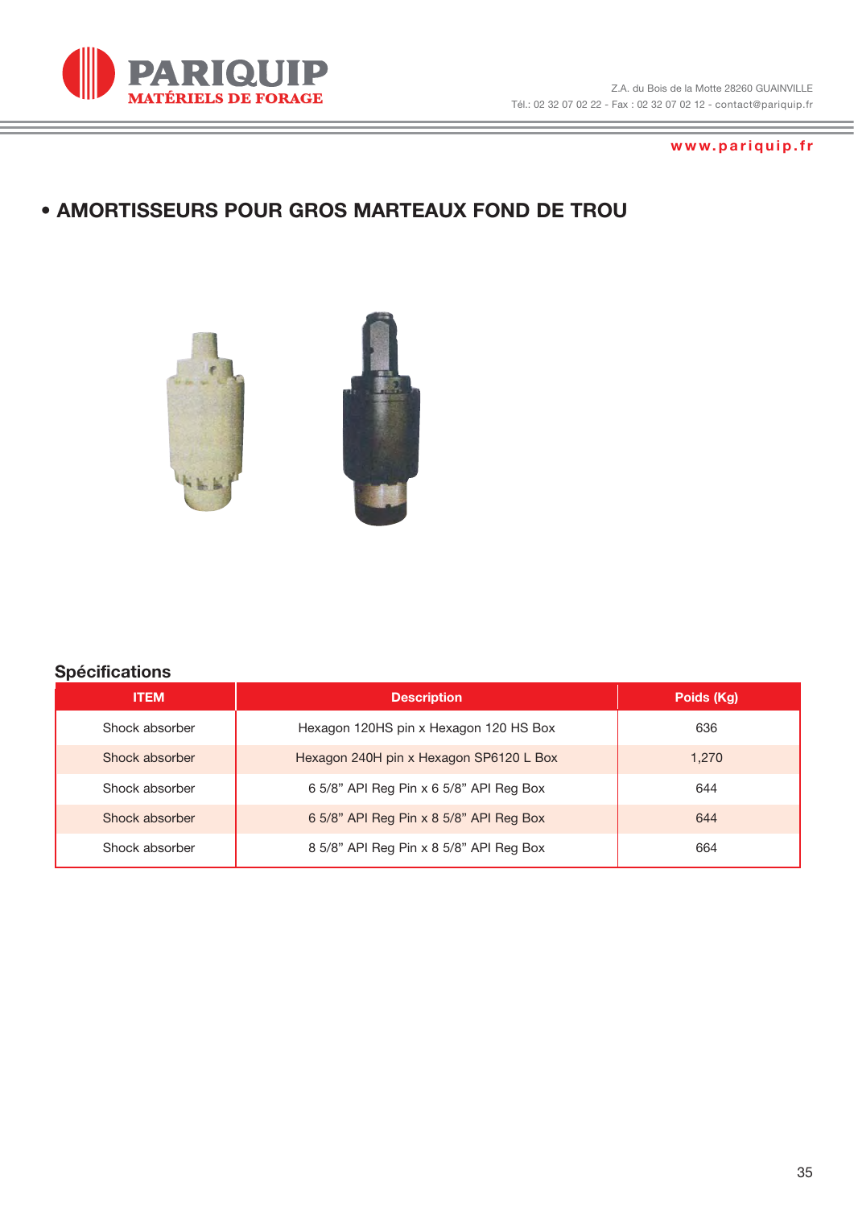# • AMORTISSEURS POUR GROS MARTEAUX FOND DE TROU

## Spécifications

| ITEM | Description | Poids (Kg) |
|---|---|---|
| Shock absorber | Hexagon 120HS pin x Hexagon 120 HS Box | 636 |
| Shock absorber | Hexagon 240H pin x Hexagon SP6120 L Box | 1,270 |
| Shock absorber | 6 5/8” API Reg Pin x 6 5/8” API Reg Box | 644 |
| Shock absorber | 6 5/8” API Reg Pin x 8 5/8” API Reg Box | 644 |
| Shock absorber | 8 5/8” API Reg Pin x 8 5/8” API Reg Box | 664 |